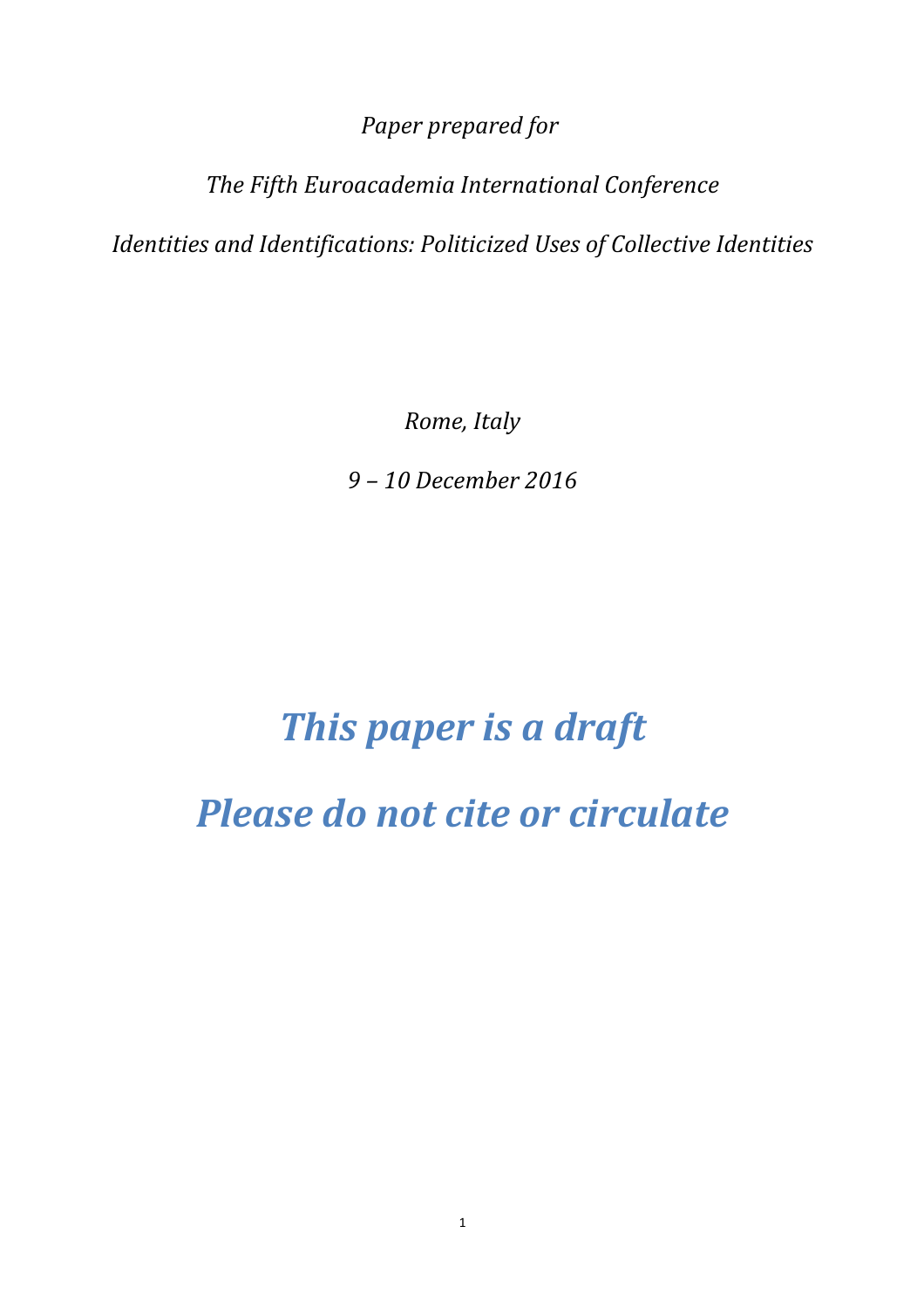*Paper prepared for*

*The Fifth Euroacademia International Conference*

*Identities and Identifications: Politicized Uses of Collective Identities*

*Rome, Italy*

*9 – 10 December 2016*

# ***This paper is a draft***

# ***Please do not cite or circulate***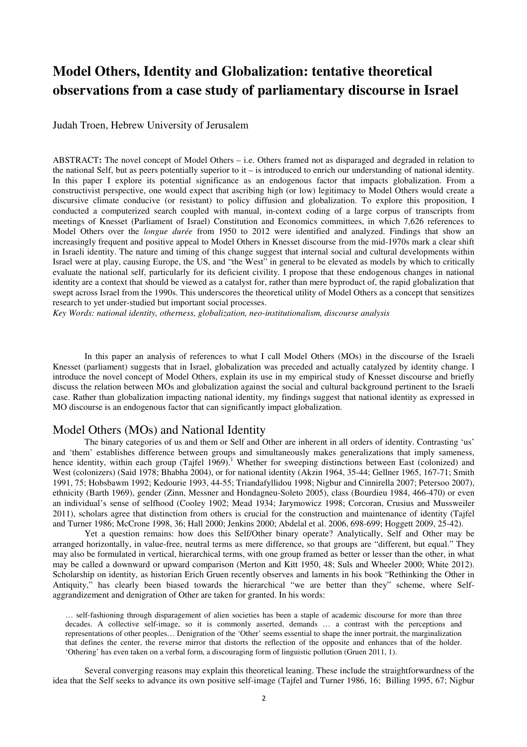# Model Others, Identity and Globalization: tentative theoretical observations from a case study of parliamentary discourse in Israel

Judah Troen, Hebrew University of Jerusalem

ABSTRACT**:** The novel concept of Model Others – i.e. Others framed not as disparaged and degraded in relation to the national Self, but as peers potentially superior to it – is introduced to enrich our understanding of national identity. In this paper I explore its potential significance as an endogenous factor that impacts globalization. From a constructivist perspective, one would expect that ascribing high (or low) legitimacy to Model Others would create a discursive climate conducive (or resistant) to policy diffusion and globalization. To explore this proposition, I conducted a computerized search coupled with manual, in-context coding of a large corpus of transcripts from meetings of Knesset (Parliament of Israel) Constitution and Economics committees, in which 7,626 references to Model Others over the *longue durée* from 1950 to 2012 were identified and analyzed. Findings that show an increasingly frequent and positive appeal to Model Others in Knesset discourse from the mid-1970s mark a clear shift in Israeli identity. The nature and timing of this change suggest that internal social and cultural developments within Israel were at play, causing Europe, the US, and "the West" in general to be elevated as models by which to critically evaluate the national self, particularly for its deficient civility. I propose that these endogenous changes in national identity are a context that should be viewed as a catalyst for, rather than mere byproduct of, the rapid globalization that swept across Israel from the 1990s. This underscores the theoretical utility of Model Others as a concept that sensitizes research to yet under-studied but important social processes.

*Key Words: national identity, otherness, globalization, neo-institutionalism, discourse analysis*

In this paper an analysis of references to what I call Model Others (MOs) in the discourse of the Israeli Knesset (parliament) suggests that in Israel, globalization was preceded and actually catalyzed by identity change. I introduce the novel concept of Model Others, explain its use in my empirical study of Knesset discourse and briefly discuss the relation between MOs and globalization against the social and cultural background pertinent to the Israeli case. Rather than globalization impacting national identity, my findings suggest that national identity as expressed in MO discourse is an endogenous factor that can significantly impact globalization.

## Model Others (MOs) and National Identity

The binary categories of us and them or Self and Other are inherent in all orders of identity. Contrasting 'us' and 'them' establishes difference between groups and simultaneously makes generalizations that imply sameness, hence identity, within each group (Tajfel 1969).[1] Whether for sweeping distinctions between East (colonized) and West (colonizers) (Said 1978; Bhabha 2004), or for national identity (Akzin 1964, 35-44; Gellner 1965, 167-71; Smith 1991, 75; Hobsbawm 1992; Kedourie 1993, 44-55; Triandafyllidou 1998; Nigbur and Cinnirella 2007; Petersoo 2007), ethnicity (Barth 1969), gender (Zinn, Messner and Hondagneu-Soleto 2005), class (Bourdieu 1984, 466-470) or even an individual's sense of selfhood (Cooley 1902; Mead 1934; Jarymowicz 1998; Corcoran, Crusius and Mussweiler 2011), scholars agree that distinction from others is crucial for the construction and maintenance of identity (Tajfel and Turner 1986; McCrone 1998, 36; Hall 2000; Jenkins 2000; Abdelal et al. 2006, 698-699; Hoggett 2009, 25-42).

Yet a question remains: how does this Self/Other binary operate? Analytically, Self and Other may be arranged horizontally, in value-free, neutral terms as mere difference, so that groups are "different, but equal." They may also be formulated in vertical, hierarchical terms, with one group framed as better or lesser than the other, in what may be called a downward or upward comparison (Merton and Kitt 1950, 48; Suls and Wheeler 2000; White 2012). Scholarship on identity, as historian Erich Gruen recently observes and laments in his book "Rethinking the Other in Antiquity," has clearly been biased towards the hierarchical "we are better than they" scheme, where Self-aggrandizement and denigration of Other are taken for granted. In his words:

> … self-fashioning through disparagement of alien societies has been a staple of academic discourse for more than three decades. A collective self-image, so it is commonly asserted, demands … a contrast with the perceptions and representations of other peoples… Denigration of the 'Other' seems essential to shape the inner portrait, the marginalization that defines the center, the reverse mirror that distorts the reflection of the opposite and enhances that of the holder. 'Othering' has even taken on a verbal form, a discouraging form of linguistic pollution (Gruen 2011, 1).

Several converging reasons may explain this theoretical leaning. These include the straightforwardness of the idea that the Self seeks to advance its own positive self-image (Tajfel and Turner 1986, 16; Billing 1995, 67; Nigbur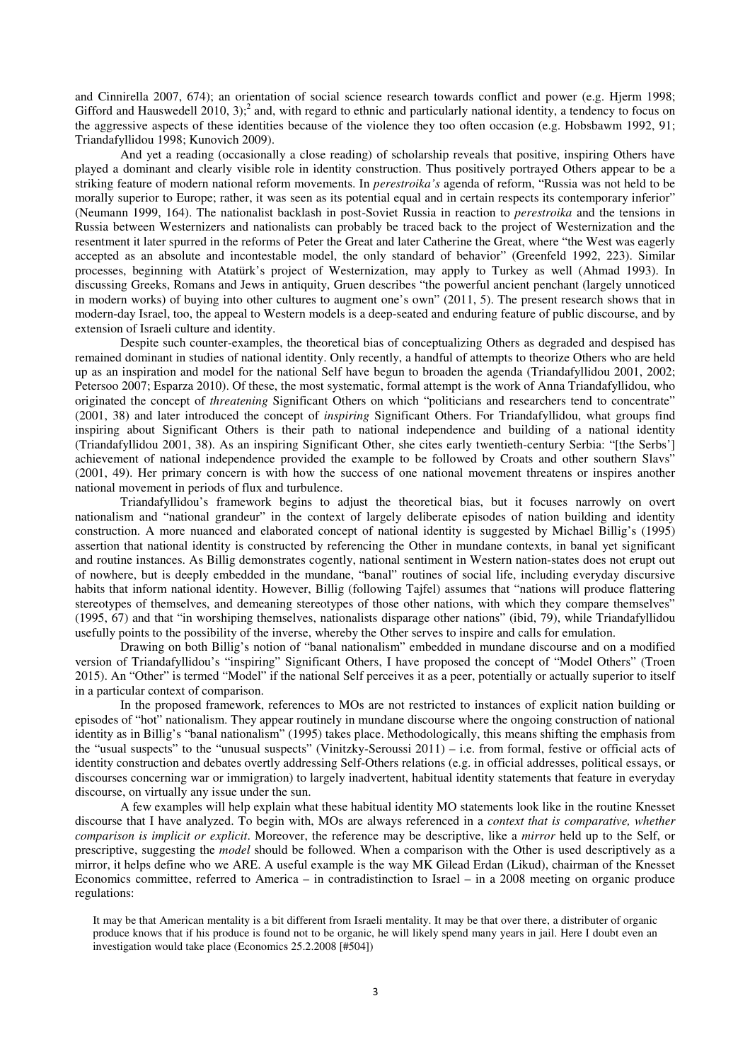and Cinnirella 2007, 674); an orientation of social science research towards conflict and power (e.g. Hjerm 1998; Gifford and Hauswedell 2010, 3);[2] and, with regard to ethnic and particularly national identity, a tendency to focus on the aggressive aspects of these identities because of the violence they too often occasion (e.g. Hobsbawm 1992, 91; Triandafyllidou 1998; Kunovich 2009).

And yet a reading (occasionally a close reading) of scholarship reveals that positive, inspiring Others have played a dominant and clearly visible role in identity construction. Thus positively portrayed Others appear to be a striking feature of modern national reform movements. In *perestroika's* agenda of reform, "Russia was not held to be morally superior to Europe; rather, it was seen as its potential equal and in certain respects its contemporary inferior" (Neumann 1999, 164). The nationalist backlash in post-Soviet Russia in reaction to *perestroika* and the tensions in Russia between Westernizers and nationalists can probably be traced back to the project of Westernization and the resentment it later spurred in the reforms of Peter the Great and later Catherine the Great, where "the West was eagerly accepted as an absolute and incontestable model, the only standard of behavior" (Greenfeld 1992, 223). Similar processes, beginning with Atatürk's project of Westernization, may apply to Turkey as well (Ahmad 1993). In discussing Greeks, Romans and Jews in antiquity, Gruen describes "the powerful ancient penchant (largely unnoticed in modern works) of buying into other cultures to augment one's own" (2011, 5). The present research shows that in modern-day Israel, too, the appeal to Western models is a deep-seated and enduring feature of public discourse, and by extension of Israeli culture and identity.

Despite such counter-examples, the theoretical bias of conceptualizing Others as degraded and despised has remained dominant in studies of national identity. Only recently, a handful of attempts to theorize Others who are held up as an inspiration and model for the national Self have begun to broaden the agenda (Triandafyllidou 2001, 2002; Petersoo 2007; Esparza 2010). Of these, the most systematic, formal attempt is the work of Anna Triandafyllidou, who originated the concept of *threatening* Significant Others on which "politicians and researchers tend to concentrate" (2001, 38) and later introduced the concept of *inspiring* Significant Others. For Triandafyllidou, what groups find inspiring about Significant Others is their path to national independence and building of a national identity (Triandafyllidou 2001, 38). As an inspiring Significant Other, she cites early twentieth-century Serbia: "[the Serbs'] achievement of national independence provided the example to be followed by Croats and other southern Slavs" (2001, 49). Her primary concern is with how the success of one national movement threatens or inspires another national movement in periods of flux and turbulence.

Triandafyllidou's framework begins to adjust the theoretical bias, but it focuses narrowly on overt nationalism and "national grandeur" in the context of largely deliberate episodes of nation building and identity construction. A more nuanced and elaborated concept of national identity is suggested by Michael Billig's (1995) assertion that national identity is constructed by referencing the Other in mundane contexts, in banal yet significant and routine instances. As Billig demonstrates cogently, national sentiment in Western nation-states does not erupt out of nowhere, but is deeply embedded in the mundane, "banal" routines of social life, including everyday discursive habits that inform national identity. However, Billig (following Tajfel) assumes that "nations will produce flattering stereotypes of themselves, and demeaning stereotypes of those other nations, with which they compare themselves" (1995, 67) and that "in worshiping themselves, nationalists disparage other nations" (ibid, 79), while Triandafyllidou usefully points to the possibility of the inverse, whereby the Other serves to inspire and calls for emulation.

Drawing on both Billig's notion of "banal nationalism" embedded in mundane discourse and on a modified version of Triandafyllidou's "inspiring" Significant Others, I have proposed the concept of "Model Others" (Troen 2015). An "Other" is termed "Model" if the national Self perceives it as a peer, potentially or actually superior to itself in a particular context of comparison.

In the proposed framework, references to MOs are not restricted to instances of explicit nation building or episodes of "hot" nationalism. They appear routinely in mundane discourse where the ongoing construction of national identity as in Billig's "banal nationalism" (1995) takes place. Methodologically, this means shifting the emphasis from the "usual suspects" to the "unusual suspects" (Vinitzky-Seroussi 2011) – i.e. from formal, festive or official acts of identity construction and debates overtly addressing Self-Others relations (e.g. in official addresses, political essays, or discourses concerning war or immigration) to largely inadvertent, habitual identity statements that feature in everyday discourse, on virtually any issue under the sun.

A few examples will help explain what these habitual identity MO statements look like in the routine Knesset discourse that I have analyzed. To begin with, MOs are always referenced in a *context that is comparative, whether comparison is implicit or explicit*. Moreover, the reference may be descriptive, like a *mirror* held up to the Self, or prescriptive, suggesting the *model* should be followed. When a comparison with the Other is used descriptively as a mirror, it helps define who we ARE. A useful example is the way MK Gilead Erdan (Likud), chairman of the Knesset Economics committee, referred to America – in contradistinction to Israel – in a 2008 meeting on organic produce regulations:

> It may be that American mentality is a bit different from Israeli mentality. It may be that over there, a distributer of organic produce knows that if his produce is found not to be organic, he will likely spend many years in jail. Here I doubt even an investigation would take place (Economics 25.2.2008 [#504])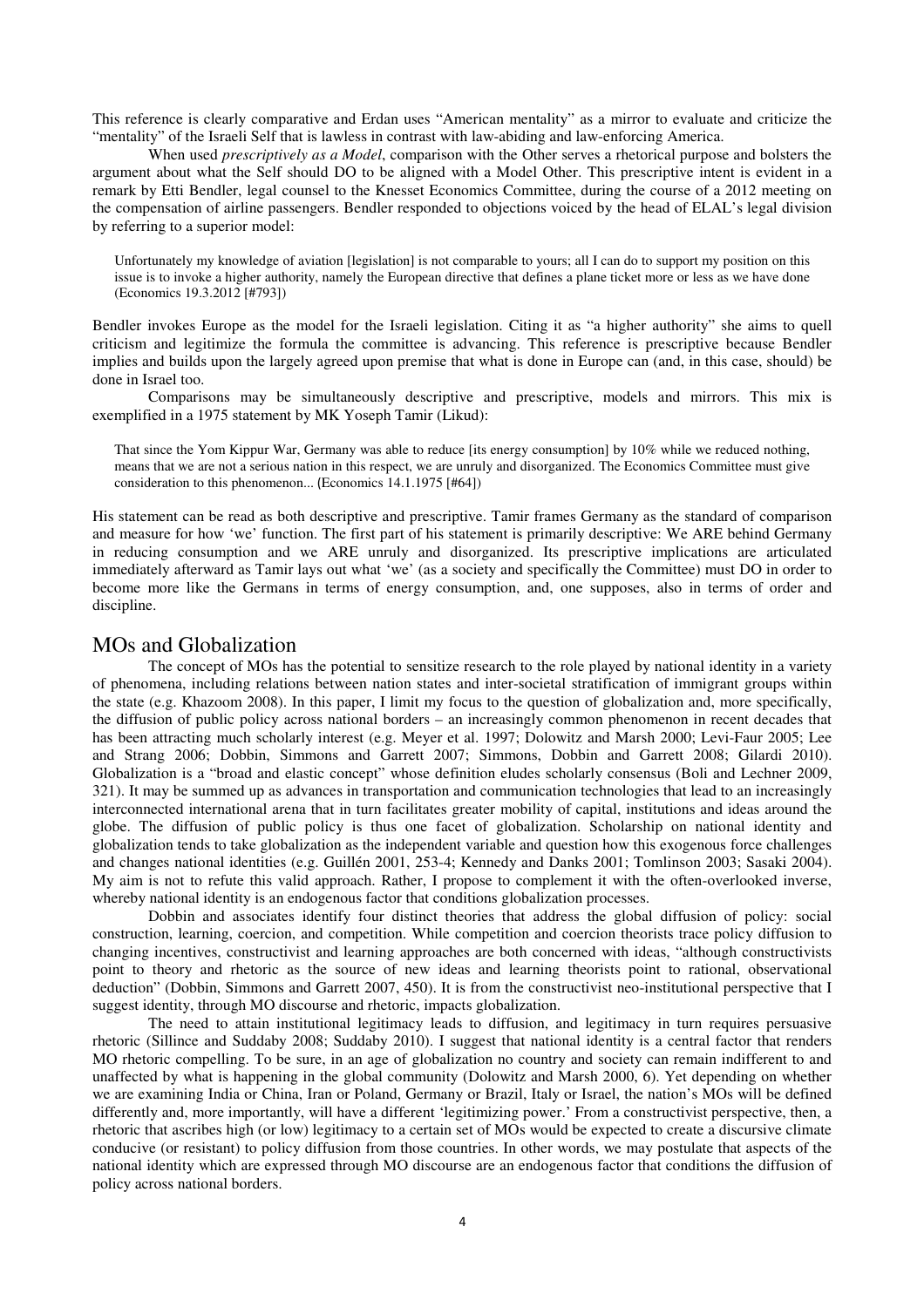This reference is clearly comparative and Erdan uses "American mentality" as a mirror to evaluate and criticize the "mentality" of the Israeli Self that is lawless in contrast with law-abiding and law-enforcing America.

When used *prescriptively as a Model*, comparison with the Other serves a rhetorical purpose and bolsters the argument about what the Self should DO to be aligned with a Model Other. This prescriptive intent is evident in a remark by Etti Bendler, legal counsel to the Knesset Economics Committee, during the course of a 2012 meeting on the compensation of airline passengers. Bendler responded to objections voiced by the head of ELAL's legal division by referring to a superior model:

> Unfortunately my knowledge of aviation [legislation] is not comparable to yours; all I can do to support my position on this issue is to invoke a higher authority, namely the European directive that defines a plane ticket more or less as we have done (Economics 19.3.2012 [#793])

Bendler invokes Europe as the model for the Israeli legislation. Citing it as "a higher authority" she aims to quell criticism and legitimize the formula the committee is advancing. This reference is prescriptive because Bendler implies and builds upon the largely agreed upon premise that what is done in Europe can (and, in this case, should) be done in Israel too.

Comparisons may be simultaneously descriptive and prescriptive, models and mirrors. This mix is exemplified in a 1975 statement by MK Yoseph Tamir (Likud):

> That since the Yom Kippur War, Germany was able to reduce [its energy consumption] by 10% while we reduced nothing, means that we are not a serious nation in this respect, we are unruly and disorganized. The Economics Committee must give consideration to this phenomenon... (Economics 14.1.1975 [#64])

His statement can be read as both descriptive and prescriptive. Tamir frames Germany as the standard of comparison and measure for how 'we' function. The first part of his statement is primarily descriptive: We ARE behind Germany in reducing consumption and we ARE unruly and disorganized. Its prescriptive implications are articulated immediately afterward as Tamir lays out what 'we' (as a society and specifically the Committee) must DO in order to become more like the Germans in terms of energy consumption, and, one supposes, also in terms of order and discipline.

## MOs and Globalization

The concept of MOs has the potential to sensitize research to the role played by national identity in a variety of phenomena, including relations between nation states and inter-societal stratification of immigrant groups within the state (e.g. Khazoom 2008). In this paper, I limit my focus to the question of globalization and, more specifically, the diffusion of public policy across national borders – an increasingly common phenomenon in recent decades that has been attracting much scholarly interest (e.g. Meyer et al. 1997; Dolowitz and Marsh 2000; Levi-Faur 2005; Lee and Strang 2006; Dobbin, Simmons and Garrett 2007; Simmons, Dobbin and Garrett 2008; Gilardi 2010). Globalization is a "broad and elastic concept" whose definition eludes scholarly consensus (Boli and Lechner 2009, 321). It may be summed up as advances in transportation and communication technologies that lead to an increasingly interconnected international arena that in turn facilitates greater mobility of capital, institutions and ideas around the globe. The diffusion of public policy is thus one facet of globalization. Scholarship on national identity and globalization tends to take globalization as the independent variable and question how this exogenous force challenges and changes national identities (e.g. Guillén 2001, 253-4; Kennedy and Danks 2001; Tomlinson 2003; Sasaki 2004). My aim is not to refute this valid approach. Rather, I propose to complement it with the often-overlooked inverse, whereby national identity is an endogenous factor that conditions globalization processes.

Dobbin and associates identify four distinct theories that address the global diffusion of policy: social construction, learning, coercion, and competition. While competition and coercion theorists trace policy diffusion to changing incentives, constructivist and learning approaches are both concerned with ideas, "although constructivists point to theory and rhetoric as the source of new ideas and learning theorists point to rational, observational deduction" (Dobbin, Simmons and Garrett 2007, 450). It is from the constructivist neo-institutional perspective that I suggest identity, through MO discourse and rhetoric, impacts globalization.

The need to attain institutional legitimacy leads to diffusion, and legitimacy in turn requires persuasive rhetoric (Sillince and Suddaby 2008; Suddaby 2010). I suggest that national identity is a central factor that renders MO rhetoric compelling. To be sure, in an age of globalization no country and society can remain indifferent to and unaffected by what is happening in the global community (Dolowitz and Marsh 2000, 6). Yet depending on whether we are examining India or China, Iran or Poland, Germany or Brazil, Italy or Israel, the nation's MOs will be defined differently and, more importantly, will have a different 'legitimizing power.' From a constructivist perspective, then, a rhetoric that ascribes high (or low) legitimacy to a certain set of MOs would be expected to create a discursive climate conducive (or resistant) to policy diffusion from those countries. In other words, we may postulate that aspects of the national identity which are expressed through MO discourse are an endogenous factor that conditions the diffusion of policy across national borders.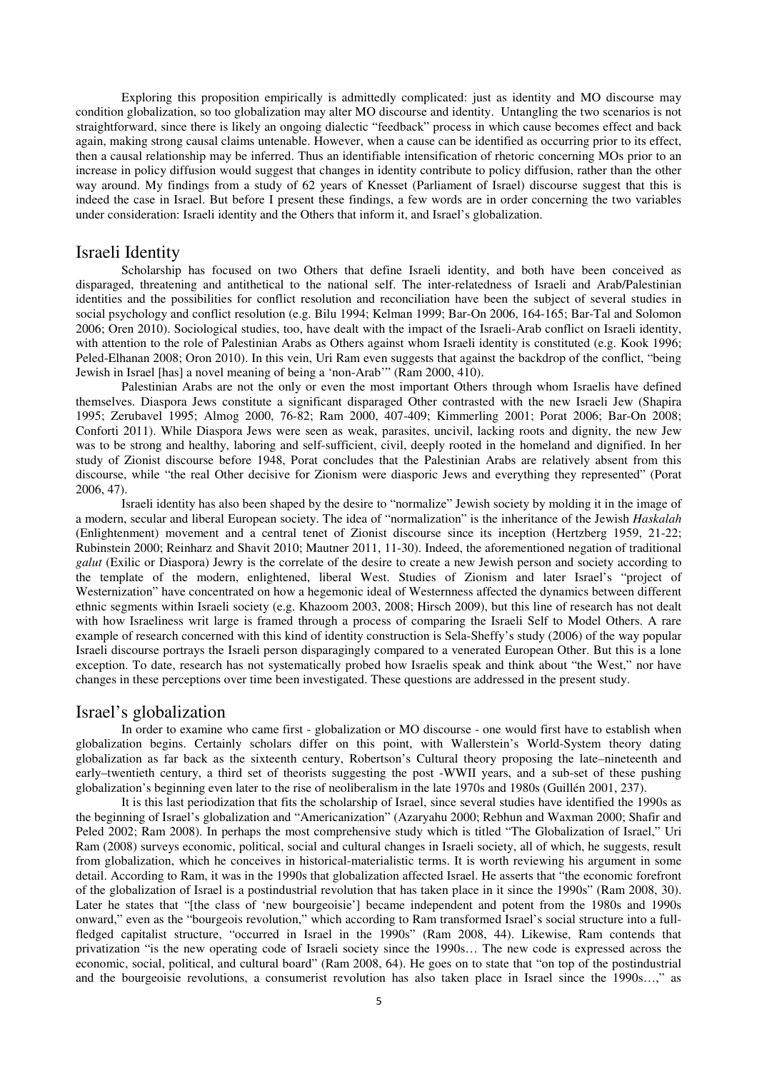Exploring this proposition empirically is admittedly complicated: just as identity and MO discourse may condition globalization, so too globalization may alter MO discourse and identity. Untangling the two scenarios is not straightforward, since there is likely an ongoing dialectic "feedback" process in which cause becomes effect and back again, making strong causal claims untenable. However, when a cause can be identified as occurring prior to its effect, then a causal relationship may be inferred. Thus an identifiable intensification of rhetoric concerning MOs prior to an increase in policy diffusion would suggest that changes in identity contribute to policy diffusion, rather than the other way around. My findings from a study of 62 years of Knesset (Parliament of Israel) discourse suggest that this is indeed the case in Israel. But before I present these findings, a few words are in order concerning the two variables under consideration: Israeli identity and the Others that inform it, and Israel's globalization.

## Israeli Identity

Scholarship has focused on two Others that define Israeli identity, and both have been conceived as disparaged, threatening and antithetical to the national self. The inter-relatedness of Israeli and Arab/Palestinian identities and the possibilities for conflict resolution and reconciliation have been the subject of several studies in social psychology and conflict resolution (e.g. Bilu 1994; Kelman 1999; Bar-On 2006, 164-165; Bar-Tal and Solomon 2006; Oren 2010). Sociological studies, too, have dealt with the impact of the Israeli-Arab conflict on Israeli identity, with attention to the role of Palestinian Arabs as Others against whom Israeli identity is constituted (e.g. Kook 1996; Peled-Elhanan 2008; Oron 2010). In this vein, Uri Ram even suggests that against the backdrop of the conflict, "being Jewish in Israel [has] a novel meaning of being a 'non-Arab'" (Ram 2000, 410).

Palestinian Arabs are not the only or even the most important Others through whom Israelis have defined themselves. Diaspora Jews constitute a significant disparaged Other contrasted with the new Israeli Jew (Shapira 1995; Zerubavel 1995; Almog 2000, 76-82; Ram 2000, 407-409; Kimmerling 2001; Porat 2006; Bar-On 2008; Conforti 2011). While Diaspora Jews were seen as weak, parasites, uncivil, lacking roots and dignity, the new Jew was to be strong and healthy, laboring and self-sufficient, civil, deeply rooted in the homeland and dignified. In her study of Zionist discourse before 1948, Porat concludes that the Palestinian Arabs are relatively absent from this discourse, while "the real Other decisive for Zionism were diasporic Jews and everything they represented" (Porat 2006, 47).

Israeli identity has also been shaped by the desire to "normalize" Jewish society by molding it in the image of a modern, secular and liberal European society. The idea of "normalization" is the inheritance of the Jewish *Haskalah* (Enlightenment) movement and a central tenet of Zionist discourse since its inception (Hertzberg 1959, 21-22; Rubinstein 2000; Reinharz and Shavit 2010; Mautner 2011, 11-30). Indeed, the aforementioned negation of traditional *galut* (Exilic or Diaspora) Jewry is the correlate of the desire to create a new Jewish person and society according to the template of the modern, enlightened, liberal West. Studies of Zionism and later Israel's "project of Westernization" have concentrated on how a hegemonic ideal of Westernness affected the dynamics between different ethnic segments within Israeli society (e.g. Khazoom 2003, 2008; Hirsch 2009), but this line of research has not dealt with how Israeliness writ large is framed through a process of comparing the Israeli Self to Model Others. A rare example of research concerned with this kind of identity construction is Sela-Sheffy's study (2006) of the way popular Israeli discourse portrays the Israeli person disparagingly compared to a venerated European Other. But this is a lone exception. To date, research has not systematically probed how Israelis speak and think about "the West," nor have changes in these perceptions over time been investigated. These questions are addressed in the present study.

## Israel's globalization

In order to examine who came first - globalization or MO discourse - one would first have to establish when globalization begins. Certainly scholars differ on this point, with Wallerstein's World-System theory dating globalization as far back as the sixteenth century, Robertson's Cultural theory proposing the late–nineteenth and early–twentieth century, a third set of theorists suggesting the post -WWII years, and a sub-set of these pushing globalization's beginning even later to the rise of neoliberalism in the late 1970s and 1980s (Guillén 2001, 237).

It is this last periodization that fits the scholarship of Israel, since several studies have identified the 1990s as the beginning of Israel's globalization and "Americanization" (Azaryahu 2000; Rebhun and Waxman 2000; Shafir and Peled 2002; Ram 2008). In perhaps the most comprehensive study which is titled "The Globalization of Israel," Uri Ram (2008) surveys economic, political, social and cultural changes in Israeli society, all of which, he suggests, result from globalization, which he conceives in historical-materialistic terms. It is worth reviewing his argument in some detail. According to Ram, it was in the 1990s that globalization affected Israel. He asserts that "the economic forefront of the globalization of Israel is a postindustrial revolution that has taken place in it since the 1990s" (Ram 2008, 30). Later he states that "[the class of 'new bourgeoisie'] became independent and potent from the 1980s and 1990s onward," even as the "bourgeois revolution," which according to Ram transformed Israel's social structure into a full-fledged capitalist structure, "occurred in Israel in the 1990s" (Ram 2008, 44). Likewise, Ram contends that privatization "is the new operating code of Israeli society since the 1990s… The new code is expressed across the economic, social, political, and cultural board" (Ram 2008, 64). He goes on to state that "on top of the postindustrial and the bourgeoisie revolutions, a consumerist revolution has also taken place in Israel since the 1990s…," as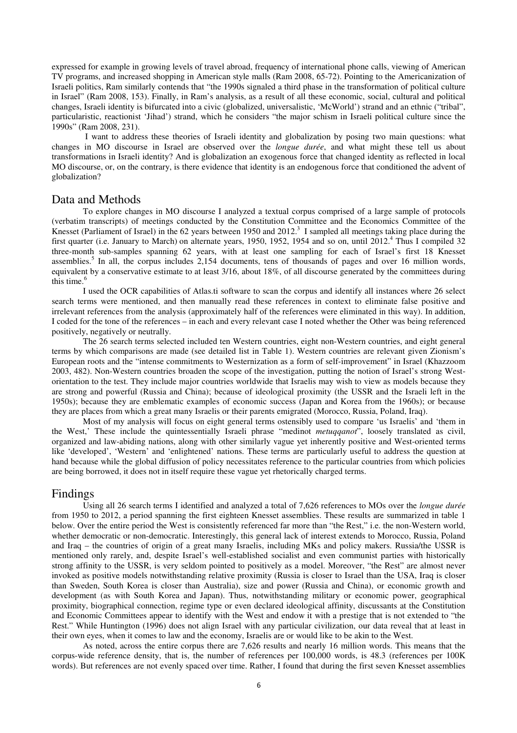expressed for example in growing levels of travel abroad, frequency of international phone calls, viewing of American TV programs, and increased shopping in American style malls (Ram 2008, 65-72). Pointing to the Americanization of Israeli politics, Ram similarly contends that "the 1990s signaled a third phase in the transformation of political culture in Israel" (Ram 2008, 153). Finally, in Ram's analysis, as a result of all these economic, social, cultural and political changes, Israeli identity is bifurcated into a civic (globalized, universalistic, 'McWorld') strand and an ethnic ("tribal", particularistic, reactionist 'Jihad') strand, which he considers "the major schism in Israeli political culture since the 1990s" (Ram 2008, 231).

I want to address these theories of Israeli identity and globalization by posing two main questions: what changes in MO discourse in Israel are observed over the *longue durée*, and what might these tell us about transformations in Israeli identity? And is globalization an exogenous force that changed identity as reflected in local MO discourse, or, on the contrary, is there evidence that identity is an endogenous force that conditioned the advent of globalization?

## Data and Methods

To explore changes in MO discourse I analyzed a textual corpus comprised of a large sample of protocols (verbatim transcripts) of meetings conducted by the Constitution Committee and the Economics Committee of the Knesset (Parliament of Israel) in the 62 years between 1950 and 2012.[3] I sampled all meetings taking place during the first quarter (i.e. January to March) on alternate years, 1950, 1952, 1954 and so on, until 2012.[4] Thus I compiled 32 three-month sub-samples spanning 62 years, with at least one sampling for each of Israel's first 18 Knesset assemblies.[5] In all, the corpus includes 2,154 documents, tens of thousands of pages and over 16 million words, equivalent by a conservative estimate to at least 3/16, about 18%, of all discourse generated by the committees during this time.[6]

I used the OCR capabilities of Atlas.ti software to scan the corpus and identify all instances where 26 select search terms were mentioned, and then manually read these references in context to eliminate false positive and irrelevant references from the analysis (approximately half of the references were eliminated in this way). In addition, I coded for the tone of the references – in each and every relevant case I noted whether the Other was being referenced positively, negatively or neutrally.

The 26 search terms selected included ten Western countries, eight non-Western countries, and eight general terms by which comparisons are made (see detailed list in Table 1). Western countries are relevant given Zionism's European roots and the "intense commitments to Westernization as a form of self-improvement" in Israel (Khazzoom 2003, 482). Non-Western countries broaden the scope of the investigation, putting the notion of Israel's strong West-orientation to the test. They include major countries worldwide that Israelis may wish to view as models because they are strong and powerful (Russia and China); because of ideological proximity (the USSR and the Israeli left in the 1950s); because they are emblematic examples of economic success (Japan and Korea from the 1960s); or because they are places from which a great many Israelis or their parents emigrated (Morocco, Russia, Poland, Iraq).

Most of my analysis will focus on eight general terms ostensibly used to compare 'us Israelis' and 'them in the West,' These include the quintessentially Israeli phrase "medinot *metuqqanot*", loosely translated as civil, organized and law-abiding nations, along with other similarly vague yet inherently positive and West-oriented terms like 'developed', 'Western' and 'enlightened' nations. These terms are particularly useful to address the question at hand because while the global diffusion of policy necessitates reference to the particular countries from which policies are being borrowed, it does not in itself require these vague yet rhetorically charged terms.

## Findings

Using all 26 search terms I identified and analyzed a total of 7,626 references to MOs over the *longue durée* from 1950 to 2012, a period spanning the first eighteen Knesset assemblies. These results are summarized in table 1 below. Over the entire period the West is consistently referenced far more than "the Rest," i.e. the non-Western world, whether democratic or non-democratic. Interestingly, this general lack of interest extends to Morocco, Russia, Poland and Iraq – the countries of origin of a great many Israelis, including MKs and policy makers. Russia/the USSR is mentioned only rarely, and, despite Israel's well-established socialist and even communist parties with historically strong affinity to the USSR, is very seldom pointed to positively as a model. Moreover, "the Rest" are almost never invoked as positive models notwithstanding relative proximity (Russia is closer to Israel than the USA, Iraq is closer than Sweden, South Korea is closer than Australia), size and power (Russia and China), or economic growth and development (as with South Korea and Japan). Thus, notwithstanding military or economic power, geographical proximity, biographical connection, regime type or even declared ideological affinity, discussants at the Constitution and Economic Committees appear to identify with the West and endow it with a prestige that is not extended to "the Rest." While Huntington (1996) does not align Israel with any particular civilization, our data reveal that at least in their own eyes, when it comes to law and the economy, Israelis are or would like to be akin to the West.

As noted, across the entire corpus there are 7,626 results and nearly 16 million words. This means that the corpus-wide reference density, that is, the number of references per 100,000 words, is 48.3 (references per 100K words). But references are not evenly spaced over time. Rather, I found that during the first seven Knesset assemblies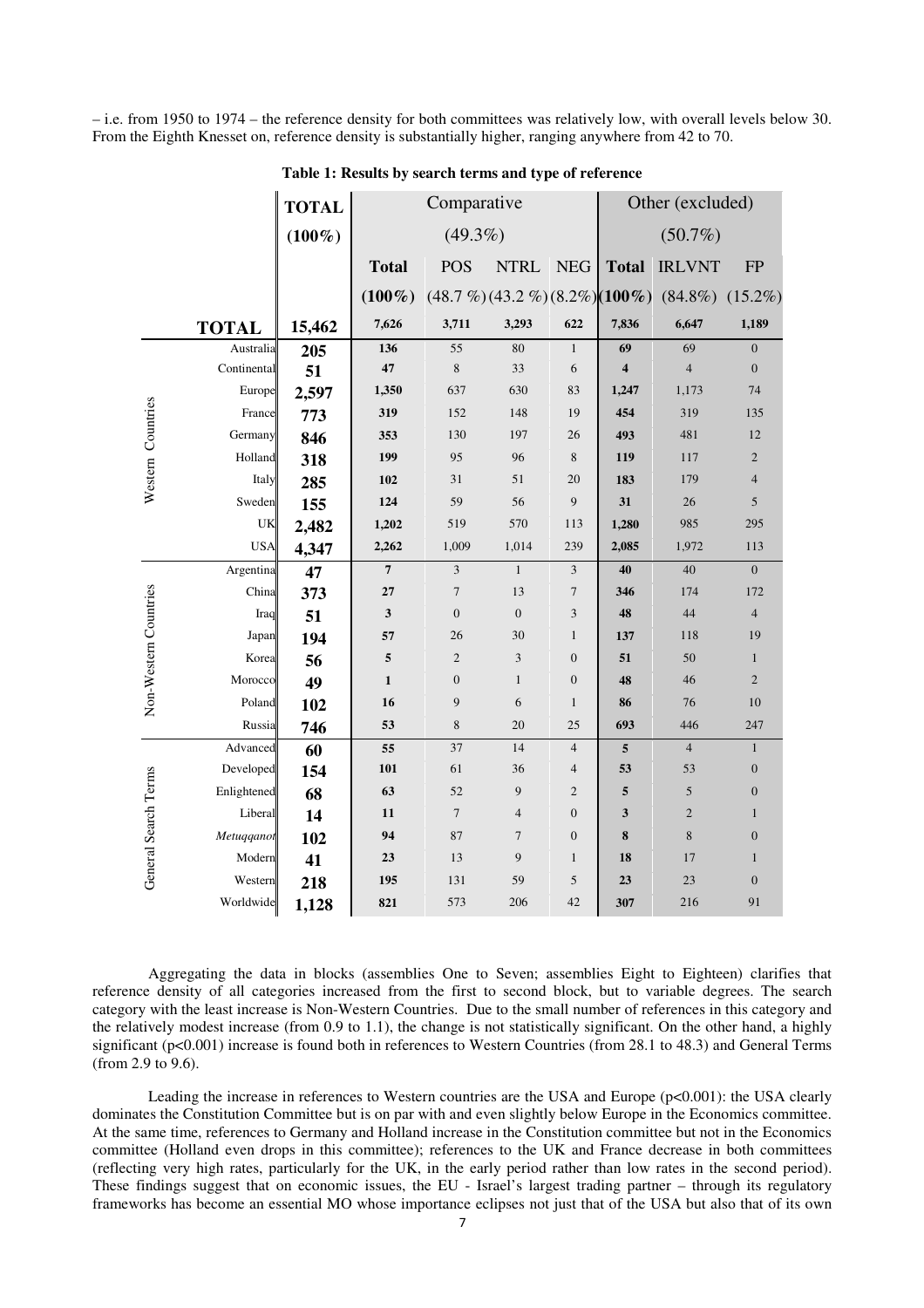– i.e. from 1950 to 1974 – the reference density for both committees was relatively low, with overall levels below 30. From the Eighth Knesset on, reference density is substantially higher, ranging anywhere from 42 to 70.

**Table 1: Results by search terms and type of reference**

| | | TOTAL (100%) | Comparative (49.3%) | | | | Other (excluded) (50.7%) | | |
|---|---|---|---|---|---|---|---|---|---|
| | | | Total (100%) | POS (48.7 %) | NTRL (43.2 %) | NEG (8.2%) | Total (100%) | IRLVNT (84.8%) | FP (15.2%) |
| **TOTAL** | | **15,462** | **7,626** | **3,711** | **3,293** | **622** | **7,836** | **6,647** | **1,189** |
| Western Countries | Australia | **205** | **136** | 55 | 80 | 1 | **69** | 69 | 0 |
| | Continental | **51** | **47** | 8 | 33 | 6 | **4** | 4 | 0 |
| | Europe | **2,597** | **1,350** | 637 | 630 | 83 | **1,247** | 1,173 | 74 |
| | France | **773** | **319** | 152 | 148 | 19 | **454** | 319 | 135 |
| | Germany | **846** | **353** | 130 | 197 | 26 | **493** | 481 | 12 |
| | Holland | **318** | **199** | 95 | 96 | 8 | **119** | 117 | 2 |
| | Italy | **285** | **102** | 31 | 51 | 20 | **183** | 179 | 4 |
| | Sweden | **155** | **124** | 59 | 56 | 9 | **31** | 26 | 5 |
| | UK | **2,482** | **1,202** | 519 | 570 | 113 | **1,280** | 985 | 295 |
| | USA | **4,347** | **2,262** | 1,009 | 1,014 | 239 | **2,085** | 1,972 | 113 |
| Non-Western Countries | Argentina | **47** | **7** | 3 | 1 | 3 | **40** | 40 | 0 |
| | China | **373** | **27** | 7 | 13 | 7 | **346** | 174 | 172 |
| | Iraq | **51** | **3** | 0 | 0 | 3 | **48** | 44 | 4 |
| | Japan | **194** | **57** | 26 | 30 | 1 | **137** | 118 | 19 |
| | Korea | **56** | **5** | 2 | 3 | 0 | **51** | 50 | 1 |
| | Morocco | **49** | **1** | 0 | 1 | 0 | **48** | 46 | 2 |
| | Poland | **102** | **16** | 9 | 6 | 1 | **86** | 76 | 10 |
| | Russia | **746** | **53** | 8 | 20 | 25 | **693** | 446 | 247 |
| General Search Terms | Advanced | **60** | **55** | 37 | 14 | 4 | **5** | 4 | 1 |
| | Developed | **154** | **101** | 61 | 36 | 4 | **53** | 53 | 0 |
| | Enlightened | **68** | **63** | 52 | 9 | 2 | **5** | 5 | 0 |
| | Liberal | **14** | **11** | 7 | 4 | 0 | **3** | 2 | 1 |
| | *Metuqqanot* | **102** | **94** | 87 | 7 | 0 | **8** | 8 | 0 |
| | Modern | **41** | **23** | 13 | 9 | 1 | **18** | 17 | 1 |
| | Western | **218** | **195** | 131 | 59 | 5 | **23** | 23 | 0 |
| | Worldwide | **1,128** | **821** | 573 | 206 | 42 | **307** | 216 | 91 |

Aggregating the data in blocks (assemblies One to Seven; assemblies Eight to Eighteen) clarifies that reference density of all categories increased from the first to second block, but to variable degrees. The search category with the least increase is Non-Western Countries. Due to the small number of references in this category and the relatively modest increase (from 0.9 to 1.1), the change is not statistically significant. On the other hand, a highly significant ($p<0.001$) increase is found both in references to Western Countries (from 28.1 to 48.3) and General Terms (from 2.9 to 9.6).

Leading the increase in references to Western countries are the USA and Europe ($p<0.001$): the USA clearly dominates the Constitution Committee but is on par with and even slightly below Europe in the Economics committee. At the same time, references to Germany and Holland increase in the Constitution committee but not in the Economics committee (Holland even drops in this committee); references to the UK and France decrease in both committees (reflecting very high rates, particularly for the UK, in the early period rather than low rates in the second period). These findings suggest that on economic issues, the EU - Israel's largest trading partner – through its regulatory frameworks has become an essential MO whose importance eclipses not just that of the USA but also that of its own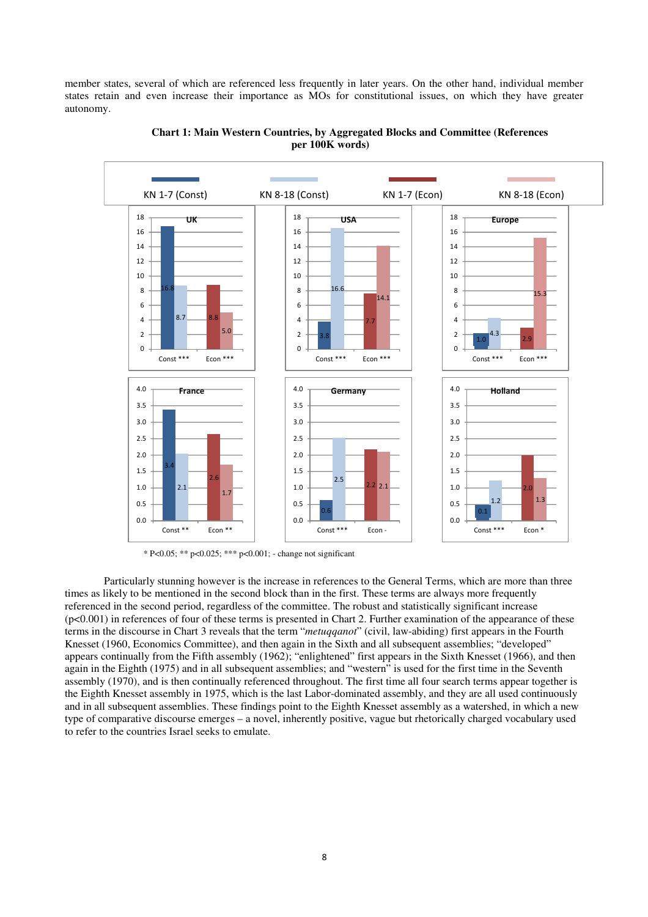member states, several of which are referenced less frequently in later years. On the other hand, individual member states retain and even increase their importance as MOs for constitutional issues, on which they have greater autonomy.

**Chart 1: Main Western Countries, by Aggregated Blocks and Committee (References per 100K words)**

| Country | Committee | KN 1-7 | KN 8-18 | Significance |
|---|---|---|---|---|
| UK | Const | 16.8 | 8.7 | *** |
| UK | Econ | 8.8 | 5.0 | *** |
| USA | Const | 3.8 | 16.6 | *** |
| USA | Econ | 7.7 | 14.1 | *** |
| Europe | Const | 1.0 | 4.3 | *** |
| Europe | Econ | 2.9 | 15.3 | *** |
| France | Const | 3.4 | 2.1 | ** |
| France | Econ | 2.6 | 1.7 | ** |
| Germany | Const | 0.6 | 2.5 | *** |
| Germany | Econ | 2.2 | 2.1 | - |
| Holland | Const | 0.1 | 1.2 | *** |
| Holland | Econ | 2.0 | 1.3 | * |

\* P<0.05; ** p<0.025; *** p<0.001; - change not significant

Particularly stunning however is the increase in references to the General Terms, which are more than three times as likely to be mentioned in the second block than in the first. These terms are always more frequently referenced in the second period, regardless of the committee. The robust and statistically significant increase ($p<0.001$) in references of four of these terms is presented in Chart 2. Further examination of the appearance of these terms in the discourse in Chart 3 reveals that the term "*metuqqanot*" (civil, law-abiding) first appears in the Fourth Knesset (1960, Economics Committee), and then again in the Sixth and all subsequent assemblies; "developed" appears continually from the Fifth assembly (1962); "enlightened" first appears in the Sixth Knesset (1966), and then again in the Eighth (1975) and in all subsequent assemblies; and "western" is used for the first time in the Seventh assembly (1970), and is then continually referenced throughout. The first time all four search terms appear together is the Eighth Knesset assembly in 1975, which is the last Labor-dominated assembly, and they are all used continuously and in all subsequent assemblies. These findings point to the Eighth Knesset assembly as a watershed, in which a new type of comparative discourse emerges – a novel, inherently positive, vague but rhetorically charged vocabulary used to refer to the countries Israel seeks to emulate.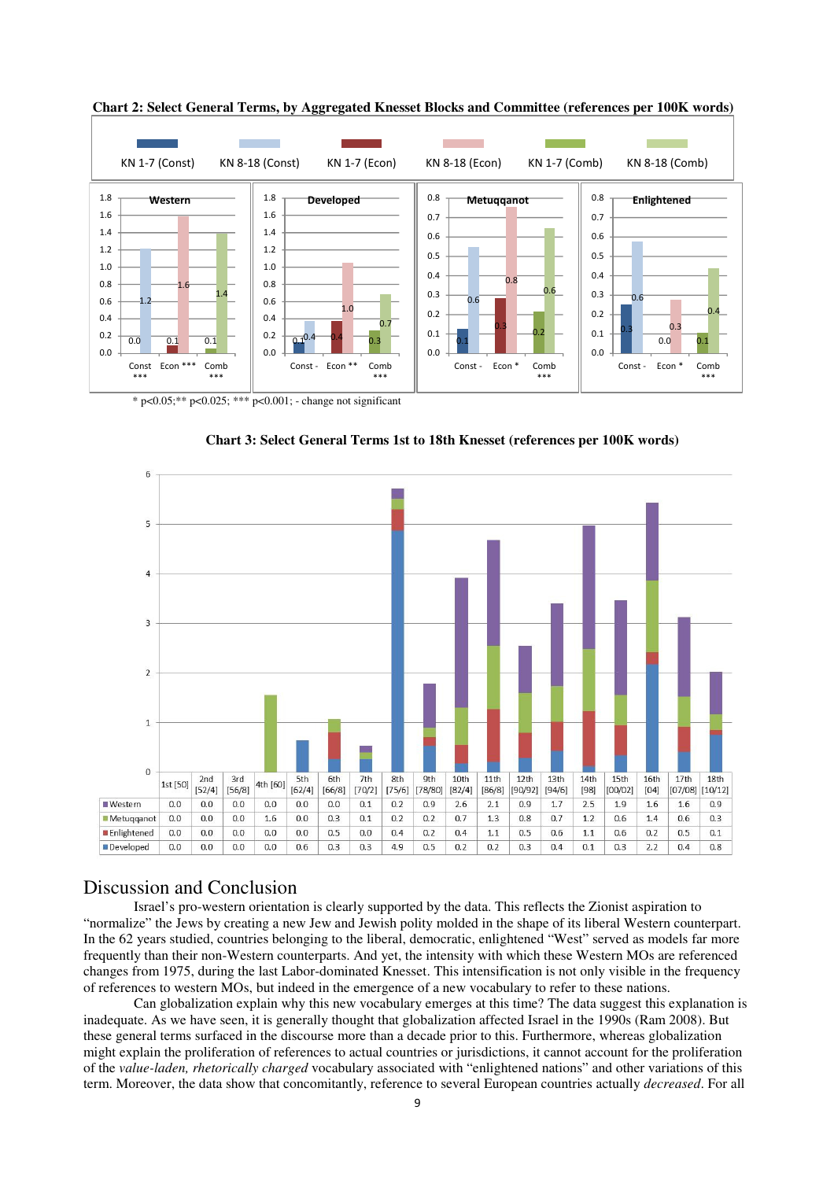**Chart 2: Select General Terms, by Aggregated Knesset Blocks and Committee (references per 100K words)**

* p<0.05;** p<0.025; *** p<0.001; - change not significant

**Chart 3: Select General Terms 1st to 18th Knesset (references per 100K words)**

| | 1st [50] | 2nd [52/4] | 3rd [56/8] | 4th [60] | 5th [62/4] | 6th [66/8] | 7th [70/2] | 8th [75/6] | 9th [78/80] | 10th [82/4] | 11th [86/8] | 12th [90/92] | 13th [94/6] | 14th [98] | 15th [00/02] | 16th [04] | 17th [07/08] | 18th [10/12] |
|---|---|---|---|---|---|---|---|---|---|---|---|---|---|---|---|---|---|---|
| Western | 0.0 | 0.0 | 0.0 | 0.0 | 0.0 | 0.0 | 0.1 | 0.2 | 0.9 | 2.6 | 2.1 | 0.9 | 1.7 | 2.5 | 1.9 | 1.6 | 1.6 | 0.9 |
| Metuqqanot | 0.0 | 0.0 | 0.0 | 1.6 | 0.0 | 0.3 | 0.1 | 0.2 | 0.2 | 0.7 | 1.3 | 0.8 | 0.7 | 1.2 | 0.6 | 1.4 | 0.6 | 0.3 |
| Enlightened | 0.0 | 0.0 | 0.0 | 0.0 | 0.0 | 0.5 | 0.0 | 0.4 | 0.2 | 0.4 | 1.1 | 0.5 | 0.6 | 1.1 | 0.6 | 0.2 | 0.5 | 0.1 |
| Developed | 0.0 | 0.0 | 0.0 | 0.0 | 0.6 | 0.3 | 0.3 | 4.9 | 0.5 | 0.2 | 0.2 | 0.3 | 0.4 | 0.1 | 0.3 | 2.2 | 0.4 | 0.8 |

# Discussion and Conclusion

Israel's pro-western orientation is clearly supported by the data. This reflects the Zionist aspiration to "normalize" the Jews by creating a new Jew and Jewish polity molded in the shape of its liberal Western counterpart. In the 62 years studied, countries belonging to the liberal, democratic, enlightened "West" served as models far more frequently than their non-Western counterparts. And yet, the intensity with which these Western MOs are referenced changes from 1975, during the last Labor-dominated Knesset. This intensification is not only visible in the frequency of references to western MOs, but indeed in the emergence of a new vocabulary to refer to these nations.

Can globalization explain why this new vocabulary emerges at this time? The data suggest this explanation is inadequate. As we have seen, it is generally thought that globalization affected Israel in the 1990s (Ram 2008). But these general terms surfaced in the discourse more than a decade prior to this. Furthermore, whereas globalization might explain the proliferation of references to actual countries or jurisdictions, it cannot account for the proliferation of the *value-laden, rhetorically charged* vocabulary associated with "enlightened nations" and other variations of this term. Moreover, the data show that concomitantly, reference to several European countries actually *decreased*. For all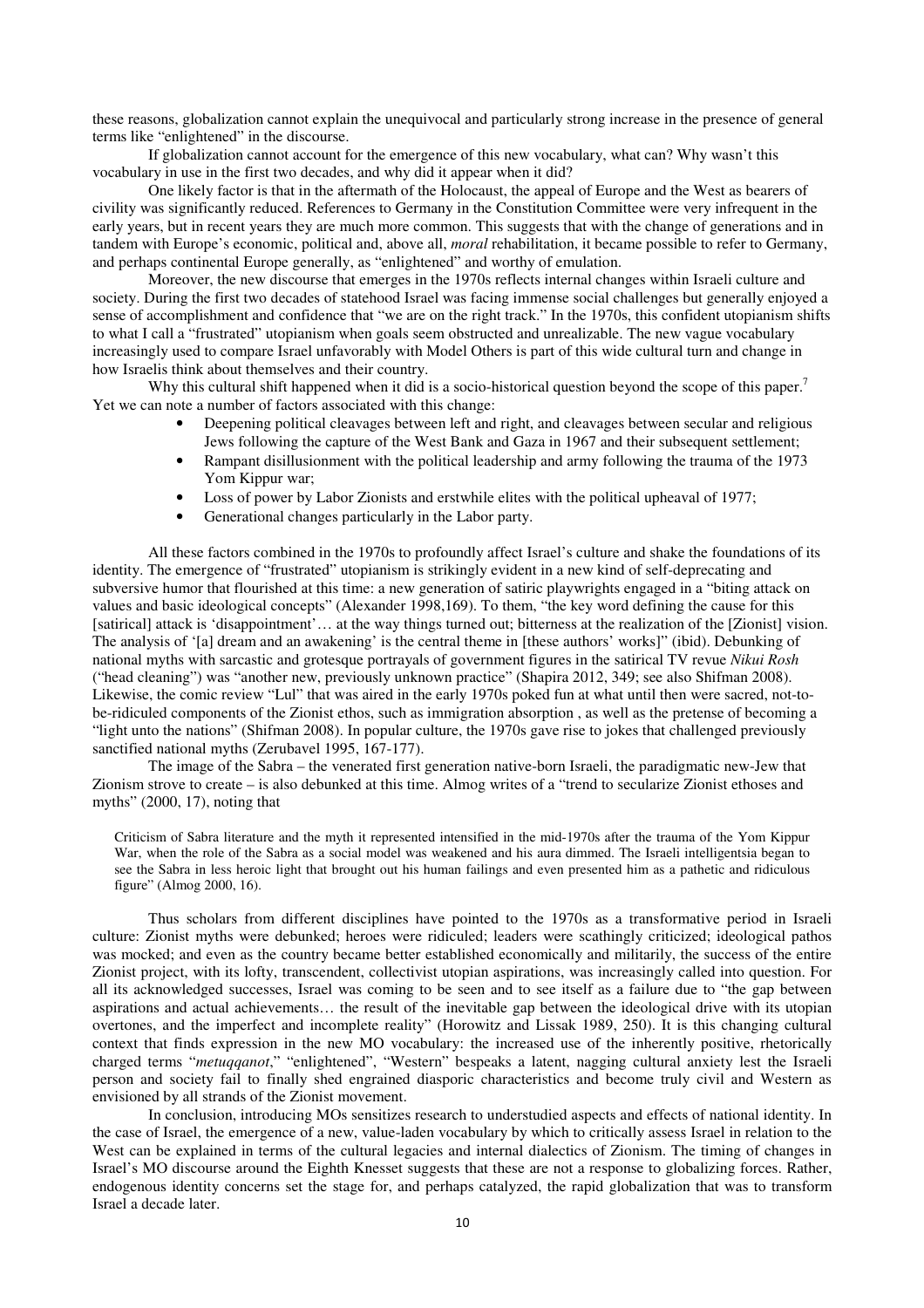these reasons, globalization cannot explain the unequivocal and particularly strong increase in the presence of general terms like "enlightened" in the discourse.

If globalization cannot account for the emergence of this new vocabulary, what can? Why wasn't this vocabulary in use in the first two decades, and why did it appear when it did?

One likely factor is that in the aftermath of the Holocaust, the appeal of Europe and the West as bearers of civility was significantly reduced. References to Germany in the Constitution Committee were very infrequent in the early years, but in recent years they are much more common. This suggests that with the change of generations and in tandem with Europe's economic, political and, above all, *moral* rehabilitation, it became possible to refer to Germany, and perhaps continental Europe generally, as "enlightened" and worthy of emulation.

Moreover, the new discourse that emerges in the 1970s reflects internal changes within Israeli culture and society. During the first two decades of statehood Israel was facing immense social challenges but generally enjoyed a sense of accomplishment and confidence that "we are on the right track." In the 1970s, this confident utopianism shifts to what I call a "frustrated" utopianism when goals seem obstructed and unrealizable. The new vague vocabulary increasingly used to compare Israel unfavorably with Model Others is part of this wide cultural turn and change in how Israelis think about themselves and their country.

Why this cultural shift happened when it did is a socio-historical question beyond the scope of this paper.[7] Yet we can note a number of factors associated with this change:

- Deepening political cleavages between left and right, and cleavages between secular and religious Jews following the capture of the West Bank and Gaza in 1967 and their subsequent settlement;
- Rampant disillusionment with the political leadership and army following the trauma of the 1973 Yom Kippur war;
- Loss of power by Labor Zionists and erstwhile elites with the political upheaval of 1977;
- Generational changes particularly in the Labor party.

All these factors combined in the 1970s to profoundly affect Israel's culture and shake the foundations of its identity. The emergence of "frustrated" utopianism is strikingly evident in a new kind of self-deprecating and subversive humor that flourished at this time: a new generation of satiric playwrights engaged in a "biting attack on values and basic ideological concepts" (Alexander 1998,169). To them, "the key word defining the cause for this [satirical] attack is 'disappointment'… at the way things turned out; bitterness at the realization of the [Zionist] vision. The analysis of '[a] dream and an awakening' is the central theme in [these authors' works]" (ibid). Debunking of national myths with sarcastic and grotesque portrayals of government figures in the satirical TV revue *Nikui Rosh* ("head cleaning") was "another new, previously unknown practice" (Shapira 2012, 349; see also Shifman 2008). Likewise, the comic review "Lul" that was aired in the early 1970s poked fun at what until then were sacred, not-to-be-ridiculed components of the Zionist ethos, such as immigration absorption , as well as the pretense of becoming a "light unto the nations" (Shifman 2008). In popular culture, the 1970s gave rise to jokes that challenged previously sanctified national myths (Zerubavel 1995, 167-177).

The image of the Sabra – the venerated first generation native-born Israeli, the paradigmatic new-Jew that Zionism strove to create – is also debunked at this time. Almog writes of a "trend to secularize Zionist ethoses and myths" (2000, 17), noting that

> Criticism of Sabra literature and the myth it represented intensified in the mid-1970s after the trauma of the Yom Kippur War, when the role of the Sabra as a social model was weakened and his aura dimmed. The Israeli intelligentsia began to see the Sabra in less heroic light that brought out his human failings and even presented him as a pathetic and ridiculous figure" (Almog 2000, 16).

Thus scholars from different disciplines have pointed to the 1970s as a transformative period in Israeli culture: Zionist myths were debunked; heroes were ridiculed; leaders were scathingly criticized; ideological pathos was mocked; and even as the country became better established economically and militarily, the success of the entire Zionist project, with its lofty, transcendent, collectivist utopian aspirations, was increasingly called into question. For all its acknowledged successes, Israel was coming to be seen and to see itself as a failure due to "the gap between aspirations and actual achievements… the result of the inevitable gap between the ideological drive with its utopian overtones, and the imperfect and incomplete reality" (Horowitz and Lissak 1989, 250). It is this changing cultural context that finds expression in the new MO vocabulary: the increased use of the inherently positive, rhetorically charged terms "*metuqqanot*," "enlightened", "Western" bespeaks a latent, nagging cultural anxiety lest the Israeli person and society fail to finally shed engrained diasporic characteristics and become truly civil and Western as envisioned by all strands of the Zionist movement.

In conclusion, introducing MOs sensitizes research to understudied aspects and effects of national identity. In the case of Israel, the emergence of a new, value-laden vocabulary by which to critically assess Israel in relation to the West can be explained in terms of the cultural legacies and internal dialectics of Zionism. The timing of changes in Israel's MO discourse around the Eighth Knesset suggests that these are not a response to globalizing forces. Rather, endogenous identity concerns set the stage for, and perhaps catalyzed, the rapid globalization that was to transform Israel a decade later.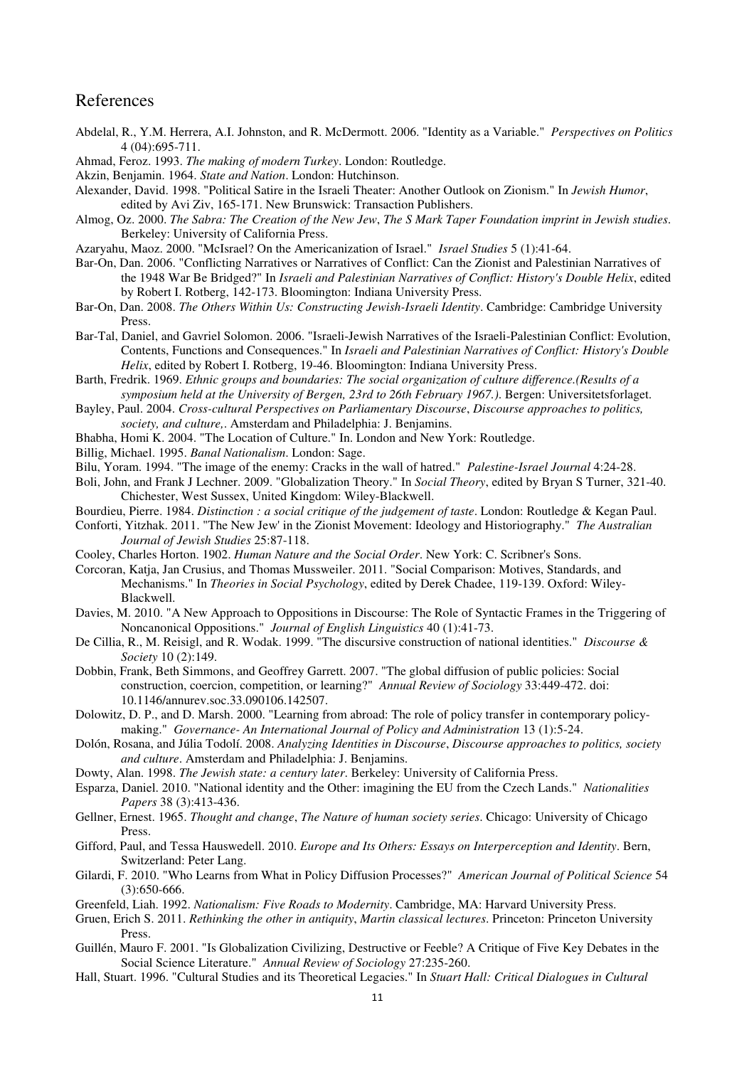# References

Abdelal, R., Y.M. Herrera, A.I. Johnston, and R. McDermott. 2006. "Identity as a Variable." *Perspectives on Politics* 4 (04):695-711.

Ahmad, Feroz. 1993. *The making of modern Turkey*. London: Routledge.

Akzin, Benjamin. 1964. *State and Nation*. London: Hutchinson.

Alexander, David. 1998. "Political Satire in the Israeli Theater: Another Outlook on Zionism." In *Jewish Humor*, edited by Avi Ziv, 165-171. New Brunswick: Transaction Publishers.

Almog, Oz. 2000. *The Sabra: The Creation of the New Jew*, *The S Mark Taper Foundation imprint in Jewish studies*. Berkeley: University of California Press.

Azaryahu, Maoz. 2000. "McIsrael? On the Americanization of Israel." *Israel Studies* 5 (1):41-64.

Bar-On, Dan. 2006. "Conflicting Narratives or Narratives of Conflict: Can the Zionist and Palestinian Narratives of the 1948 War Be Bridged?" In *Israeli and Palestinian Narratives of Conflict: History's Double Helix*, edited by Robert I. Rotberg, 142-173. Bloomington: Indiana University Press.

Bar-On, Dan. 2008. *The Others Within Us: Constructing Jewish-Israeli Identity*. Cambridge: Cambridge University Press.

Bar-Tal, Daniel, and Gavriel Solomon. 2006. "Israeli-Jewish Narratives of the Israeli-Palestinian Conflict: Evolution, Contents, Functions and Consequences." In *Israeli and Palestinian Narratives of Conflict: History's Double Helix*, edited by Robert I. Rotberg, 19-46. Bloomington: Indiana University Press.

Barth, Fredrik. 1969. *Ethnic groups and boundaries: The social organization of culture difference.(Results of a symposium held at the University of Bergen, 23rd to 26th February 1967.)*. Bergen: Universitetsforlaget.

Bayley, Paul. 2004. *Cross-cultural Perspectives on Parliamentary Discourse*, *Discourse approaches to politics, society, and culture,*. Amsterdam and Philadelphia: J. Benjamins.

Bhabha, Homi K. 2004. "The Location of Culture." In. London and New York: Routledge.

Billig, Michael. 1995. *Banal Nationalism*. London: Sage.

Bilu, Yoram. 1994. "The image of the enemy: Cracks in the wall of hatred." *Palestine-Israel Journal* 4:24-28.

Boli, John, and Frank J Lechner. 2009. "Globalization Theory." In *Social Theory*, edited by Bryan S Turner, 321-40. Chichester, West Sussex, United Kingdom: Wiley-Blackwell.

Bourdieu, Pierre. 1984. *Distinction : a social critique of the judgement of taste*. London: Routledge & Kegan Paul.

Conforti, Yitzhak. 2011. "The New Jew' in the Zionist Movement: Ideology and Historiography." *The Australian Journal of Jewish Studies* 25:87-118.

Cooley, Charles Horton. 1902. *Human Nature and the Social Order*. New York: C. Scribner's Sons.

Corcoran, Katja, Jan Crusius, and Thomas Mussweiler. 2011. "Social Comparison: Motives, Standards, and Mechanisms." In *Theories in Social Psychology*, edited by Derek Chadee, 119-139. Oxford: Wiley-Blackwell.

Davies, M. 2010. "A New Approach to Oppositions in Discourse: The Role of Syntactic Frames in the Triggering of Noncanonical Oppositions." *Journal of English Linguistics* 40 (1):41-73.

De Cillia, R., M. Reisigl, and R. Wodak. 1999. "The discursive construction of national identities." *Discourse & Society* 10 (2):149.

Dobbin, Frank, Beth Simmons, and Geoffrey Garrett. 2007. "The global diffusion of public policies: Social construction, coercion, competition, or learning?" *Annual Review of Sociology* 33:449-472. doi: 10.1146/annurev.soc.33.090106.142507.

Dolowitz, D. P., and D. Marsh. 2000. "Learning from abroad: The role of policy transfer in contemporary policy-making." *Governance- An International Journal of Policy and Administration* 13 (1):5-24.

Dolón, Rosana, and Júlia Todolí. 2008. *Analyzing Identities in Discourse*, *Discourse approaches to politics, society and culture*. Amsterdam and Philadelphia: J. Benjamins.

Dowty, Alan. 1998. *The Jewish state: a century later*. Berkeley: University of California Press.

Esparza, Daniel. 2010. "National identity and the Other: imagining the EU from the Czech Lands." *Nationalities Papers* 38 (3):413-436.

Gellner, Ernest. 1965. *Thought and change*, *The Nature of human society series*. Chicago: University of Chicago Press.

Gifford, Paul, and Tessa Hauswedell. 2010. *Europe and Its Others: Essays on Interperception and Identity*. Bern, Switzerland: Peter Lang.

Gilardi, F. 2010. "Who Learns from What in Policy Diffusion Processes?" *American Journal of Political Science* 54 (3):650-666.

Greenfeld, Liah. 1992. *Nationalism: Five Roads to Modernity*. Cambridge, MA: Harvard University Press.

Gruen, Erich S. 2011. *Rethinking the other in antiquity*, *Martin classical lectures*. Princeton: Princeton University Press.

Guillén, Mauro F. 2001. "Is Globalization Civilizing, Destructive or Feeble? A Critique of Five Key Debates in the Social Science Literature." *Annual Review of Sociology* 27:235-260.

Hall, Stuart. 1996. "Cultural Studies and its Theoretical Legacies." In *Stuart Hall: Critical Dialogues in Cultural*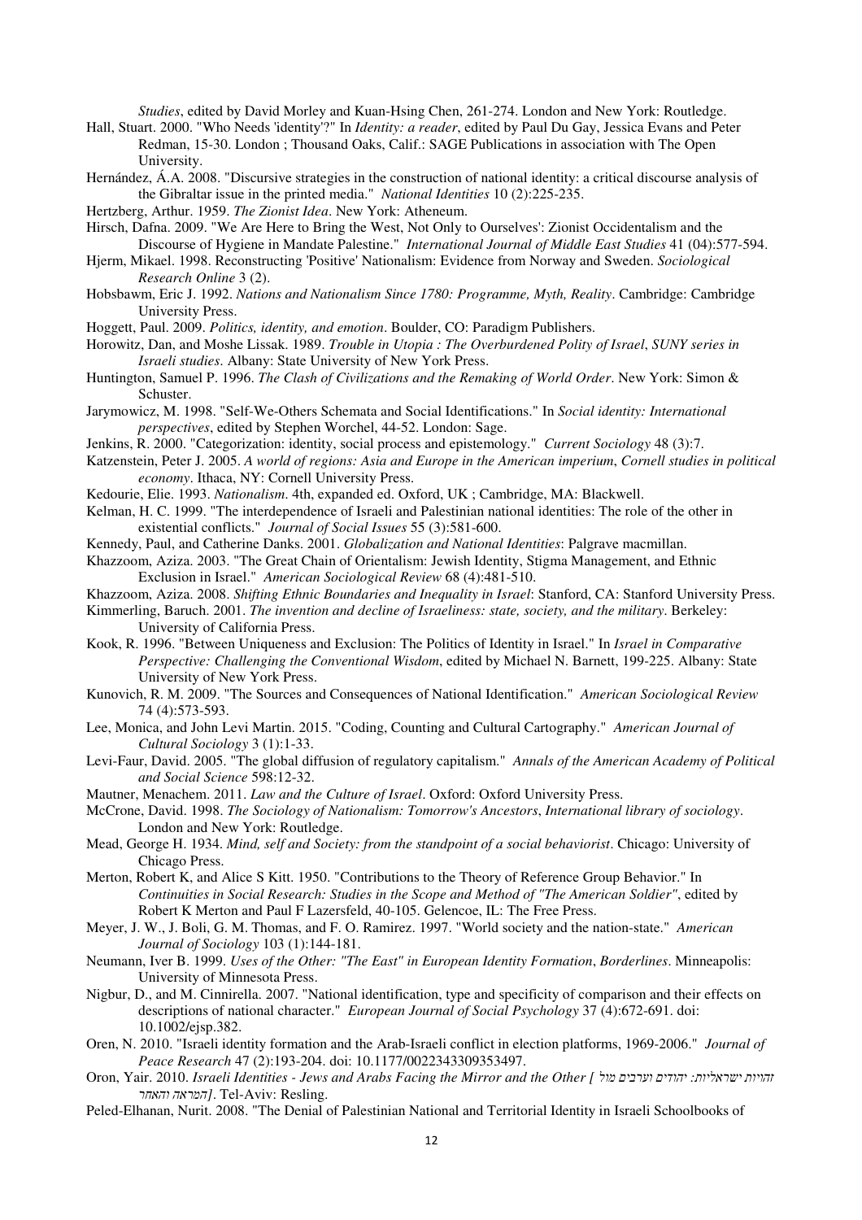*Studies*, edited by David Morley and Kuan-Hsing Chen, 261-274. London and New York: Routledge.

Hall, Stuart. 2000. "Who Needs 'identity'?" In *Identity: a reader*, edited by Paul Du Gay, Jessica Evans and Peter Redman, 15-30. London ; Thousand Oaks, Calif.: SAGE Publications in association with The Open University.

Hernández, Á.A. 2008. "Discursive strategies in the construction of national identity: a critical discourse analysis of the Gibraltar issue in the printed media." *National Identities* 10 (2):225-235.

Hertzberg, Arthur. 1959. *The Zionist Idea*. New York: Atheneum.

Hirsch, Dafna. 2009. "We Are Here to Bring the West, Not Only to Ourselves': Zionist Occidentalism and the Discourse of Hygiene in Mandate Palestine." *International Journal of Middle East Studies* 41 (04):577-594.

Hjerm, Mikael. 1998. Reconstructing 'Positive' Nationalism: Evidence from Norway and Sweden. *Sociological Research Online* 3 (2).

Hobsbawm, Eric J. 1992. *Nations and Nationalism Since 1780: Programme, Myth, Reality*. Cambridge: Cambridge University Press.

Hoggett, Paul. 2009. *Politics, identity, and emotion*. Boulder, CO: Paradigm Publishers.

Horowitz, Dan, and Moshe Lissak. 1989. *Trouble in Utopia : The Overburdened Polity of Israel*, *SUNY series in Israeli studies*. Albany: State University of New York Press.

Huntington, Samuel P. 1996. *The Clash of Civilizations and the Remaking of World Order*. New York: Simon & Schuster.

Jarymowicz, M. 1998. "Self-We-Others Schemata and Social Identifications." In *Social identity: International perspectives*, edited by Stephen Worchel, 44-52. London: Sage.

Jenkins, R. 2000. "Categorization: identity, social process and epistemology." *Current Sociology* 48 (3):7.

Katzenstein, Peter J. 2005. *A world of regions: Asia and Europe in the American imperium*, *Cornell studies in political economy*. Ithaca, NY: Cornell University Press.

Kedourie, Elie. 1993. *Nationalism*. 4th, expanded ed. Oxford, UK ; Cambridge, MA: Blackwell.

Kelman, H. C. 1999. "The interdependence of Israeli and Palestinian national identities: The role of the other in existential conflicts." *Journal of Social Issues* 55 (3):581-600.

Kennedy, Paul, and Catherine Danks. 2001. *Globalization and National Identities*: Palgrave macmillan.

Khazzoom, Aziza. 2003. "The Great Chain of Orientalism: Jewish Identity, Stigma Management, and Ethnic Exclusion in Israel." *American Sociological Review* 68 (4):481-510.

Khazzoom, Aziza. 2008. *Shifting Ethnic Boundaries and Inequality in Israel*: Stanford, CA: Stanford University Press.

Kimmerling, Baruch. 2001. *The invention and decline of Israeliness: state, society, and the military*. Berkeley: University of California Press.

Kook, R. 1996. "Between Uniqueness and Exclusion: The Politics of Identity in Israel." In *Israel in Comparative Perspective: Challenging the Conventional Wisdom*, edited by Michael N. Barnett, 199-225. Albany: State University of New York Press.

Kunovich, R. M. 2009. "The Sources and Consequences of National Identification." *American Sociological Review* 74 (4):573-593.

Lee, Monica, and John Levi Martin. 2015. "Coding, Counting and Cultural Cartography." *American Journal of Cultural Sociology* 3 (1):1-33.

Levi-Faur, David. 2005. "The global diffusion of regulatory capitalism." *Annals of the American Academy of Political and Social Science* 598:12-32.

Mautner, Menachem. 2011. *Law and the Culture of Israel*. Oxford: Oxford University Press.

McCrone, David. 1998. *The Sociology of Nationalism: Tomorrow's Ancestors*, *International library of sociology*. London and New York: Routledge.

Mead, George H. 1934. *Mind, self and Society: from the standpoint of a social behaviorist*. Chicago: University of Chicago Press.

Merton, Robert K, and Alice S Kitt. 1950. "Contributions to the Theory of Reference Group Behavior." In *Continuities in Social Research: Studies in the Scope and Method of "The American Soldier"*, edited by Robert K Merton and Paul F Lazersfeld, 40-105. Gelencoe, IL: The Free Press.

Meyer, J. W., J. Boli, G. M. Thomas, and F. O. Ramirez. 1997. "World society and the nation-state." *American Journal of Sociology* 103 (1):144-181.

Neumann, Iver B. 1999. *Uses of the Other: "The East" in European Identity Formation*, *Borderlines*. Minneapolis: University of Minnesota Press.

Nigbur, D., and M. Cinnirella. 2007. "National identification, type and specificity of comparison and their effects on descriptions of national character." *European Journal of Social Psychology* 37 (4):672-691. doi: 10.1002/ejsp.382.

Oren, N. 2010. "Israeli identity formation and the Arab-Israeli conflict in election platforms, 1969-2006." *Journal of Peace Research* 47 (2):193-204. doi: 10.1177/0022343309353497.

Oron, Yair. 2010. *Israeli Identities - Jews and Arabs Facing the Mirror and the Other [זהויות ישראליות: יהודים וערבים מול המראה והאחר]*. Tel-Aviv: Resling.

Peled-Elhanan, Nurit. 2008. "The Denial of Palestinian National and Territorial Identity in Israeli Schoolbooks of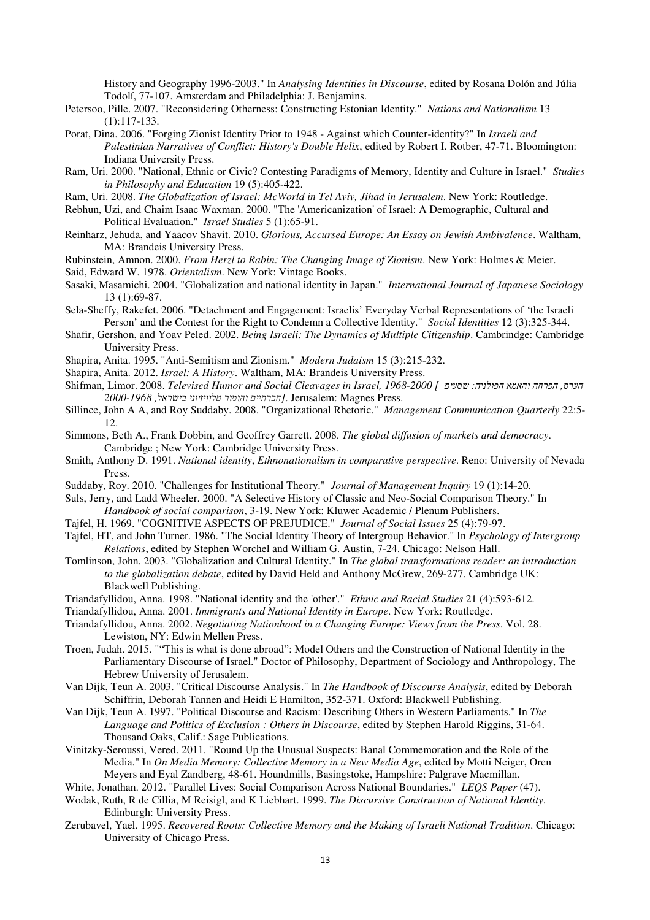History and Geography 1996-2003." In *Analysing Identities in Discourse*, edited by Rosana Dolón and Júlia Todolí, 77-107. Amsterdam and Philadelphia: J. Benjamins.

Petersoo, Pille. 2007. "Reconsidering Otherness: Constructing Estonian Identity." *Nations and Nationalism* 13 (1):117-133.

Porat, Dina. 2006. "Forging Zionist Identity Prior to 1948 - Against which Counter-identity?" In *Israeli and Palestinian Narratives of Conflict: History's Double Helix*, edited by Robert I. Rotber, 47-71. Bloomington: Indiana University Press.

Ram, Uri. 2000. "National, Ethnic or Civic? Contesting Paradigms of Memory, Identity and Culture in Israel." *Studies in Philosophy and Education* 19 (5):405-422.

Ram, Uri. 2008. *The Globalization of Israel: McWorld in Tel Aviv, Jihad in Jerusalem*. New York: Routledge.

Rebhun, Uzi, and Chaim Isaac Waxman. 2000. "The 'Americanization' of Israel: A Demographic, Cultural and Political Evaluation." *Israel Studies* 5 (1):65-91.

Reinharz, Jehuda, and Yaacov Shavit. 2010. *Glorious, Accursed Europe: An Essay on Jewish Ambivalence*. Waltham, MA: Brandeis University Press.

Rubinstein, Amnon. 2000. *From Herzl to Rabin: The Changing Image of Zionism*. New York: Holmes & Meier.

Said, Edward W. 1978. *Orientalism*. New York: Vintage Books.

Sasaki, Masamichi. 2004. "Globalization and national identity in Japan." *International Journal of Japanese Sociology* 13 (1):69-87.

Sela-Sheffy, Rakefet. 2006. "Detachment and Engagement: Israelis' Everyday Verbal Representations of 'the Israeli Person' and the Contest for the Right to Condemn a Collective Identity." *Social Identities* 12 (3):325-344.

Shafir, Gershon, and Yoav Peled. 2002. *Being Israeli: The Dynamics of Multiple Citizenship*. Cambrindge: Cambridge University Press.

Shapira, Anita. 1995. "Anti-Semitism and Zionism." *Modern Judaism* 15 (3):215-232.

Shapira, Anita. 2012. *Israel: A History*. Waltham, MA: Brandeis University Press.

Shifman, Limor. 2008. *Televised Humor and Social Cleavages in Israel, 1968-2000 [ הערס, הפרחה והאמא הפולניה: שסעים חברתיים והומור טלוויזיוני בישראל, 1968-2000]*. Jerusalem: Magnes Press.

Sillince, John A A, and Roy Suddaby. 2008. "Organizational Rhetoric." *Management Communication Quarterly* 22:5-12.

Simmons, Beth A., Frank Dobbin, and Geoffrey Garrett. 2008. *The global diffusion of markets and democracy*. Cambridge ; New York: Cambridge University Press.

Smith, Anthony D. 1991. *National identity*, *Ethnonationalism in comparative perspective*. Reno: University of Nevada Press.

Suddaby, Roy. 2010. "Challenges for Institutional Theory." *Journal of Management Inquiry* 19 (1):14-20.

Suls, Jerry, and Ladd Wheeler. 2000. "A Selective History of Classic and Neo-Social Comparison Theory." In *Handbook of social comparison*, 3-19. New York: Kluwer Academic / Plenum Publishers.

Tajfel, H. 1969. "COGNITIVE ASPECTS OF PREJUDICE." *Journal of Social Issues* 25 (4):79-97.

Tajfel, HT, and John Turner. 1986. "The Social Identity Theory of Intergroup Behavior." In *Psychology of Intergroup Relations*, edited by Stephen Worchel and William G. Austin, 7-24. Chicago: Nelson Hall.

Tomlinson, John. 2003. "Globalization and Cultural Identity." In *The global transformations reader: an introduction to the globalization debate*, edited by David Held and Anthony McGrew, 269-277. Cambridge UK: Blackwell Publishing.

Triandafyllidou, Anna. 1998. "National identity and the 'other'." *Ethnic and Racial Studies* 21 (4):593-612.

Triandafyllidou, Anna. 2001. *Immigrants and National Identity in Europe*. New York: Routledge.

Triandafyllidou, Anna. 2002. *Negotiating Nationhood in a Changing Europe: Views from the Press*. Vol. 28. Lewiston, NY: Edwin Mellen Press.

Troen, Judah. 2015. ""This is what is done abroad": Model Others and the Construction of National Identity in the Parliamentary Discourse of Israel." Doctor of Philosophy, Department of Sociology and Anthropology, The Hebrew University of Jerusalem.

Van Dijk, Teun A. 2003. "Critical Discourse Analysis." In *The Handbook of Discourse Analysis*, edited by Deborah Schiffrin, Deborah Tannen and Heidi E Hamilton, 352-371. Oxford: Blackwell Publishing.

Van Dijk, Teun A. 1997. "Political Discourse and Racism: Describing Others in Western Parliaments." In *The Language and Politics of Exclusion : Others in Discourse*, edited by Stephen Harold Riggins, 31-64. Thousand Oaks, Calif.: Sage Publications.

Vinitzky-Seroussi, Vered. 2011. "Round Up the Unusual Suspects: Banal Commemoration and the Role of the Media." In *On Media Memory: Collective Memory in a New Media Age*, edited by Motti Neiger, Oren Meyers and Eyal Zandberg, 48-61. Houndmills, Basingstoke, Hampshire: Palgrave Macmillan.

White, Jonathan. 2012. "Parallel Lives: Social Comparison Across National Boundaries." *LEQS Paper* (47).

Wodak, Ruth, R de Cillia, M Reisigl, and K Liebhart. 1999. *The Discursive Construction of National Identity*. Edinburgh: University Press.

Zerubavel, Yael. 1995. *Recovered Roots: Collective Memory and the Making of Israeli National Tradition*. Chicago: University of Chicago Press.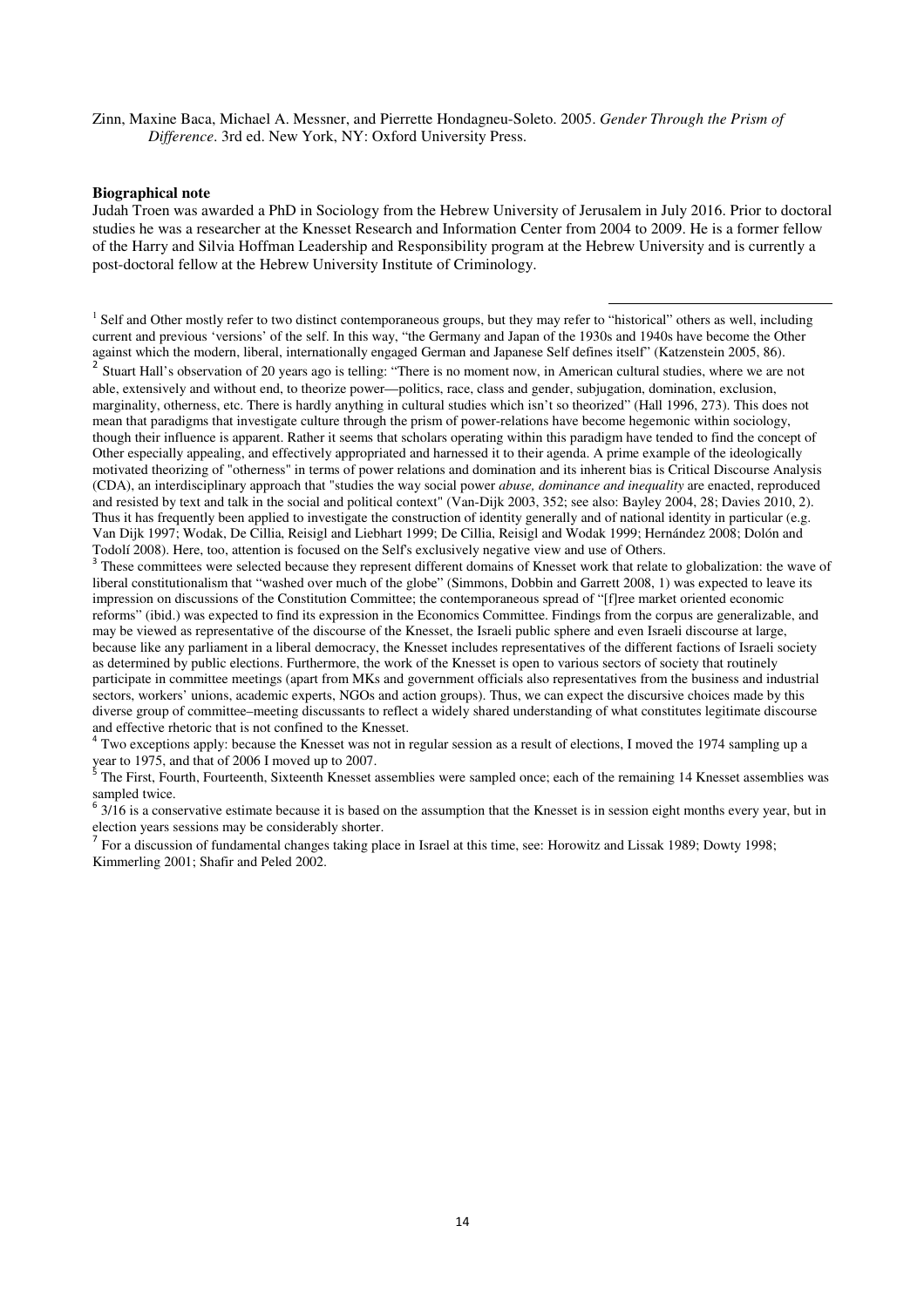Zinn, Maxine Baca, Michael A. Messner, and Pierrette Hondagneu-Soleto. 2005. *Gender Through the Prism of Difference*. 3rd ed. New York, NY: Oxford University Press.

**Biographical note**

Judah Troen was awarded a PhD in Sociology from the Hebrew University of Jerusalem in July 2016. Prior to doctoral studies he was a researcher at the Knesset Research and Information Center from 2004 to 2009. He is a former fellow of the Harry and Silvia Hoffman Leadership and Responsibility program at the Hebrew University and is currently a post-doctoral fellow at the Hebrew University Institute of Criminology.

---

[1] Self and Other mostly refer to two distinct contemporaneous groups, but they may refer to "historical" others as well, including current and previous 'versions' of the self. In this way, "the Germany and Japan of the 1930s and 1940s have become the Other against which the modern, liberal, internationally engaged German and Japanese Self defines itself" (Katzenstein 2005, 86).

[2] Stuart Hall's observation of 20 years ago is telling: "There is no moment now, in American cultural studies, where we are not able, extensively and without end, to theorize power—politics, race, class and gender, subjugation, domination, exclusion, marginality, otherness, etc. There is hardly anything in cultural studies which isn't so theorized" (Hall 1996, 273). This does not mean that paradigms that investigate culture through the prism of power-relations have become hegemonic within sociology, though their influence is apparent. Rather it seems that scholars operating within this paradigm have tended to find the concept of Other especially appealing, and effectively appropriated and harnessed it to their agenda. A prime example of the ideologically motivated theorizing of "otherness" in terms of power relations and domination and its inherent bias is Critical Discourse Analysis (CDA), an interdisciplinary approach that "studies the way social power *abuse, dominance and inequality* are enacted, reproduced and resisted by text and talk in the social and political context" (Van-Dijk 2003, 352; see also: Bayley 2004, 28; Davies 2010, 2). Thus it has frequently been applied to investigate the construction of identity generally and of national identity in particular (e.g. Van Dijk 1997; Wodak, De Cillia, Reisigl and Liebhart 1999; De Cillia, Reisigl and Wodak 1999; Hernández 2008; Dolón and Todolí 2008). Here, too, attention is focused on the Self's exclusively negative view and use of Others.

[3] These committees were selected because they represent different domains of Knesset work that relate to globalization: the wave of liberal constitutionalism that "washed over much of the globe" (Simmons, Dobbin and Garrett 2008, 1) was expected to leave its impression on discussions of the Constitution Committee; the contemporaneous spread of "[f]ree market oriented economic reforms" (ibid.) was expected to find its expression in the Economics Committee. Findings from the corpus are generalizable, and may be viewed as representative of the discourse of the Knesset, the Israeli public sphere and even Israeli discourse at large, because like any parliament in a liberal democracy, the Knesset includes representatives of the different factions of Israeli society as determined by public elections. Furthermore, the work of the Knesset is open to various sectors of society that routinely participate in committee meetings (apart from MKs and government officials also representatives from the business and industrial sectors, workers' unions, academic experts, NGOs and action groups). Thus, we can expect the discursive choices made by this diverse group of committee–meeting discussants to reflect a widely shared understanding of what constitutes legitimate discourse and effective rhetoric that is not confined to the Knesset.

[4] Two exceptions apply: because the Knesset was not in regular session as a result of elections, I moved the 1974 sampling up a year to 1975, and that of 2006 I moved up to 2007.

[5] The First, Fourth, Fourteenth, Sixteenth Knesset assemblies were sampled once; each of the remaining 14 Knesset assemblies was sampled twice.

[6] 3/16 is a conservative estimate because it is based on the assumption that the Knesset is in session eight months every year, but in election years sessions may be considerably shorter.

[7] For a discussion of fundamental changes taking place in Israel at this time, see: Horowitz and Lissak 1989; Dowty 1998; Kimmerling 2001; Shafir and Peled 2002.